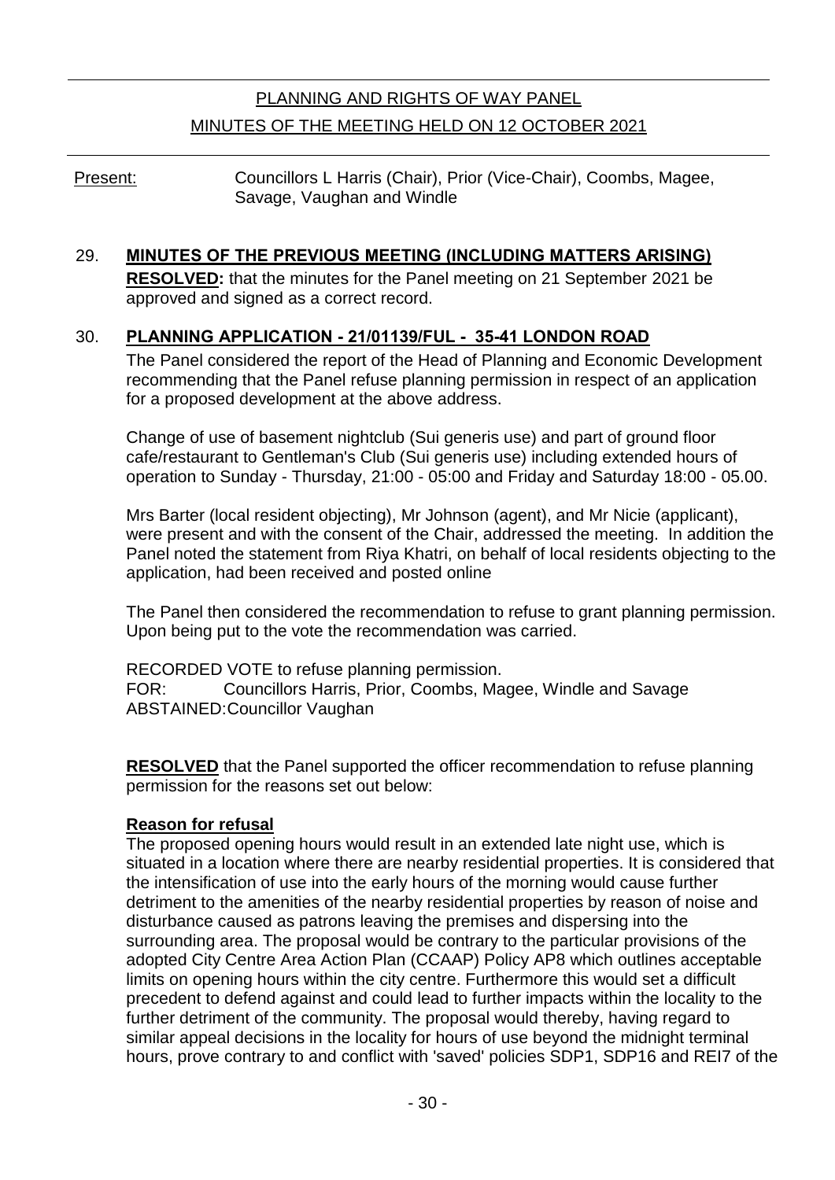# PLANNING AND RIGHTS OF WAY PANEL

## MINUTES OF THE MEETING HELD ON 12 OCTOBER 2021

Present: Councillors L Harris (Chair), Prior (Vice-Chair), Coombs, Magee, Savage, Vaughan and Windle

### 29. MINUTES OF THE PREVIOUS MEETING (INCLUDING MATTERS ARISING)

**RESOLVED:** that the minutes for the Panel meeting on 21 September 2021 be approved and signed as a correct record.

### 30. PLANNING APPLICATION - 21/01139/FUL - 35-41 LONDON ROAD

The Panel considered the report of the Head of Planning and Economic Development recommending that the Panel refuse planning permission in respect of an application for a proposed development at the above address.

Change of use of basement nightclub (Sui generis use) and part of ground floor cafe/restaurant to Gentleman's Club (Sui generis use) including extended hours of operation to Sunday - Thursday, 21:00 - 05:00 and Friday and Saturday 18:00 - 05.00.

Mrs Barter (local resident objecting), Mr Johnson (agent), and Mr Nicie (applicant), were present and with the consent of the Chair, addressed the meeting. In addition the Panel noted the statement from Riya Khatri, on behalf of local residents objecting to the application, had been received and posted online

The Panel then considered the recommendation to refuse to grant planning permission. Upon being put to the vote the recommendation was carried.

RECORDED VOTE to refuse planning permission.
FOR: Councillors Harris, Prior, Coombs, Magee, Windle and Savage
ABSTAINED: Councillor Vaughan

**RESOLVED** that the Panel supported the officer recommendation to refuse planning permission for the reasons set out below:

**Reason for refusal**

The proposed opening hours would result in an extended late night use, which is situated in a location where there are nearby residential properties. It is considered that the intensification of use into the early hours of the morning would cause further detriment to the amenities of the nearby residential properties by reason of noise and disturbance caused as patrons leaving the premises and dispersing into the surrounding area. The proposal would be contrary to the particular provisions of the adopted City Centre Area Action Plan (CCAAP) Policy AP8 which outlines acceptable limits on opening hours within the city centre. Furthermore this would set a difficult precedent to defend against and could lead to further impacts within the locality to the further detriment of the community. The proposal would thereby, having regard to similar appeal decisions in the locality for hours of use beyond the midnight terminal hours, prove contrary to and conflict with 'saved' policies SDP1, SDP16 and REI7 of the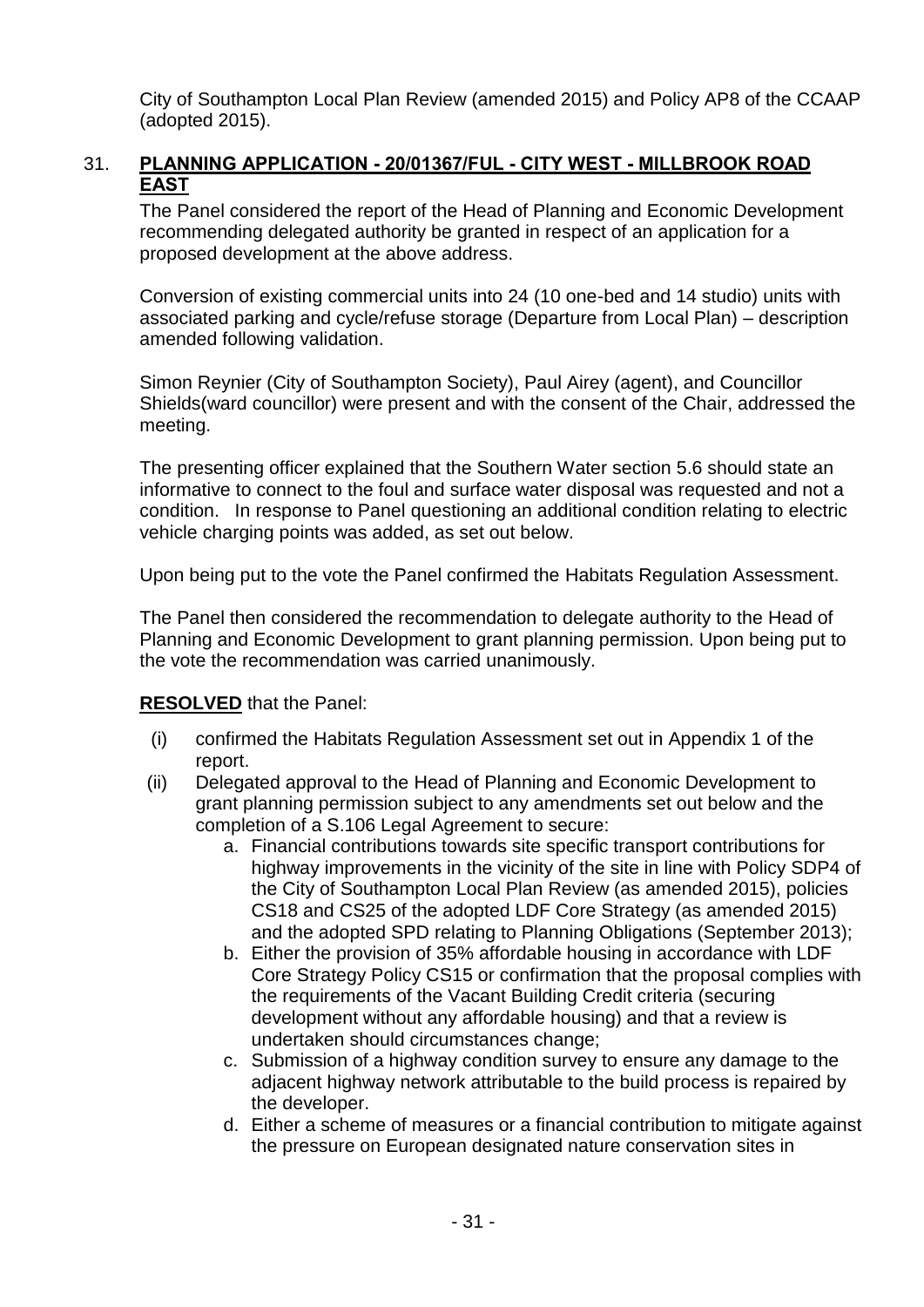City of Southampton Local Plan Review (amended 2015) and Policy AP8 of the CCAAP (adopted 2015).

## 31. PLANNING APPLICATION - 20/01367/FUL - CITY WEST - MILLBROOK ROAD EAST

The Panel considered the report of the Head of Planning and Economic Development recommending delegated authority be granted in respect of an application for a proposed development at the above address.

Conversion of existing commercial units into 24 (10 one-bed and 14 studio) units with associated parking and cycle/refuse storage (Departure from Local Plan) – description amended following validation.

Simon Reynier (City of Southampton Society), Paul Airey (agent), and Councillor Shields(ward councillor) were present and with the consent of the Chair, addressed the meeting.

The presenting officer explained that the Southern Water section 5.6 should state an informative to connect to the foul and surface water disposal was requested and not a condition. In response to Panel questioning an additional condition relating to electric vehicle charging points was added, as set out below.

Upon being put to the vote the Panel confirmed the Habitats Regulation Assessment.

The Panel then considered the recommendation to delegate authority to the Head of Planning and Economic Development to grant planning permission. Upon being put to the vote the recommendation was carried unanimously.

**RESOLVED** that the Panel:

(i) confirmed the Habitats Regulation Assessment set out in Appendix 1 of the report.

(ii) Delegated approval to the Head of Planning and Economic Development to grant planning permission subject to any amendments set out below and the completion of a S.106 Legal Agreement to secure:

   a. Financial contributions towards site specific transport contributions for highway improvements in the vicinity of the site in line with Policy SDP4 of the City of Southampton Local Plan Review (as amended 2015), policies CS18 and CS25 of the adopted LDF Core Strategy (as amended 2015) and the adopted SPD relating to Planning Obligations (September 2013);
   b. Either the provision of 35% affordable housing in accordance with LDF Core Strategy Policy CS15 or confirmation that the proposal complies with the requirements of the Vacant Building Credit criteria (securing development without any affordable housing) and that a review is undertaken should circumstances change;
   c. Submission of a highway condition survey to ensure any damage to the adjacent highway network attributable to the build process is repaired by the developer.
   d. Either a scheme of measures or a financial contribution to mitigate against the pressure on European designated nature conservation sites in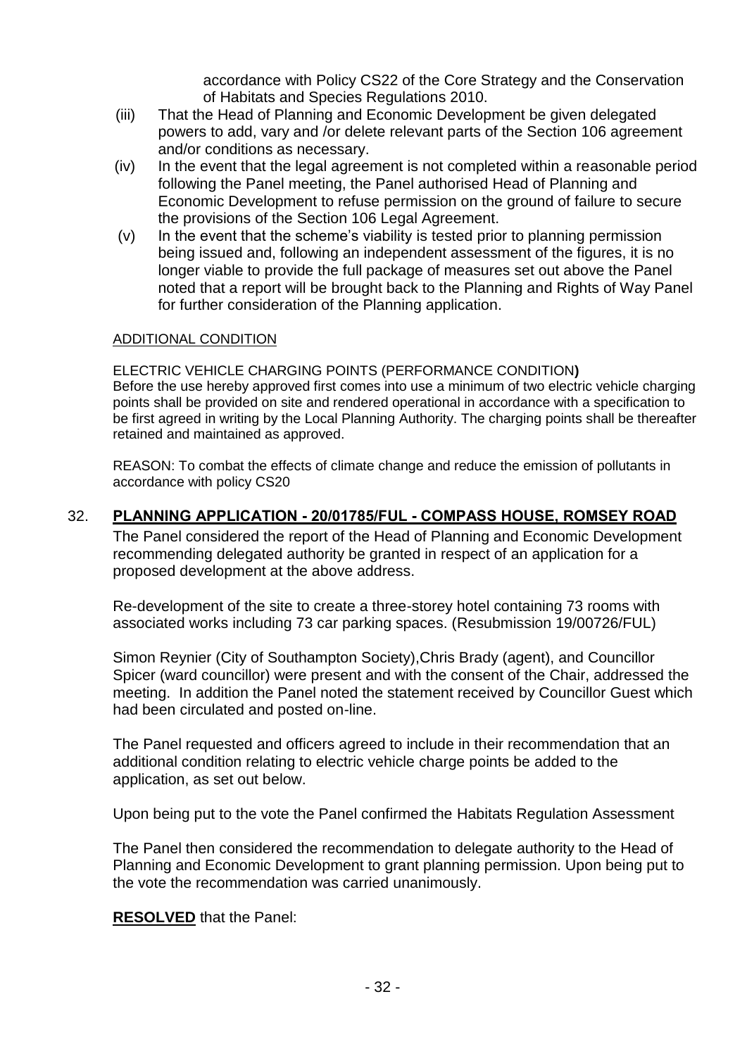accordance with Policy CS22 of the Core Strategy and the Conservation of Habitats and Species Regulations 2010.

(iii) That the Head of Planning and Economic Development be given delegated powers to add, vary and /or delete relevant parts of the Section 106 agreement and/or conditions as necessary.

(iv) In the event that the legal agreement is not completed within a reasonable period following the Panel meeting, the Panel authorised Head of Planning and Economic Development to refuse permission on the ground of failure to secure the provisions of the Section 106 Legal Agreement.

(v) In the event that the scheme's viability is tested prior to planning permission being issued and, following an independent assessment of the figures, it is no longer viable to provide the full package of measures set out above the Panel noted that a report will be brought back to the Planning and Rights of Way Panel for further consideration of the Planning application.

ADDITIONAL CONDITION

ELECTRIC VEHICLE CHARGING POINTS (PERFORMANCE CONDITION**)**
Before the use hereby approved first comes into use a minimum of two electric vehicle charging points shall be provided on site and rendered operational in accordance with a specification to be first agreed in writing by the Local Planning Authority. The charging points shall be thereafter retained and maintained as approved.

REASON: To combat the effects of climate change and reduce the emission of pollutants in accordance with policy CS20

## 32. PLANNING APPLICATION - 20/01785/FUL - COMPASS HOUSE, ROMSEY ROAD

The Panel considered the report of the Head of Planning and Economic Development recommending delegated authority be granted in respect of an application for a proposed development at the above address.

Re-development of the site to create a three-storey hotel containing 73 rooms with associated works including 73 car parking spaces. (Resubmission 19/00726/FUL)

Simon Reynier (City of Southampton Society),Chris Brady (agent), and Councillor Spicer (ward councillor) were present and with the consent of the Chair, addressed the meeting. In addition the Panel noted the statement received by Councillor Guest which had been circulated and posted on-line.

The Panel requested and officers agreed to include in their recommendation that an additional condition relating to electric vehicle charge points be added to the application, as set out below.

Upon being put to the vote the Panel confirmed the Habitats Regulation Assessment

The Panel then considered the recommendation to delegate authority to the Head of Planning and Economic Development to grant planning permission. Upon being put to the vote the recommendation was carried unanimously.

**RESOLVED** that the Panel: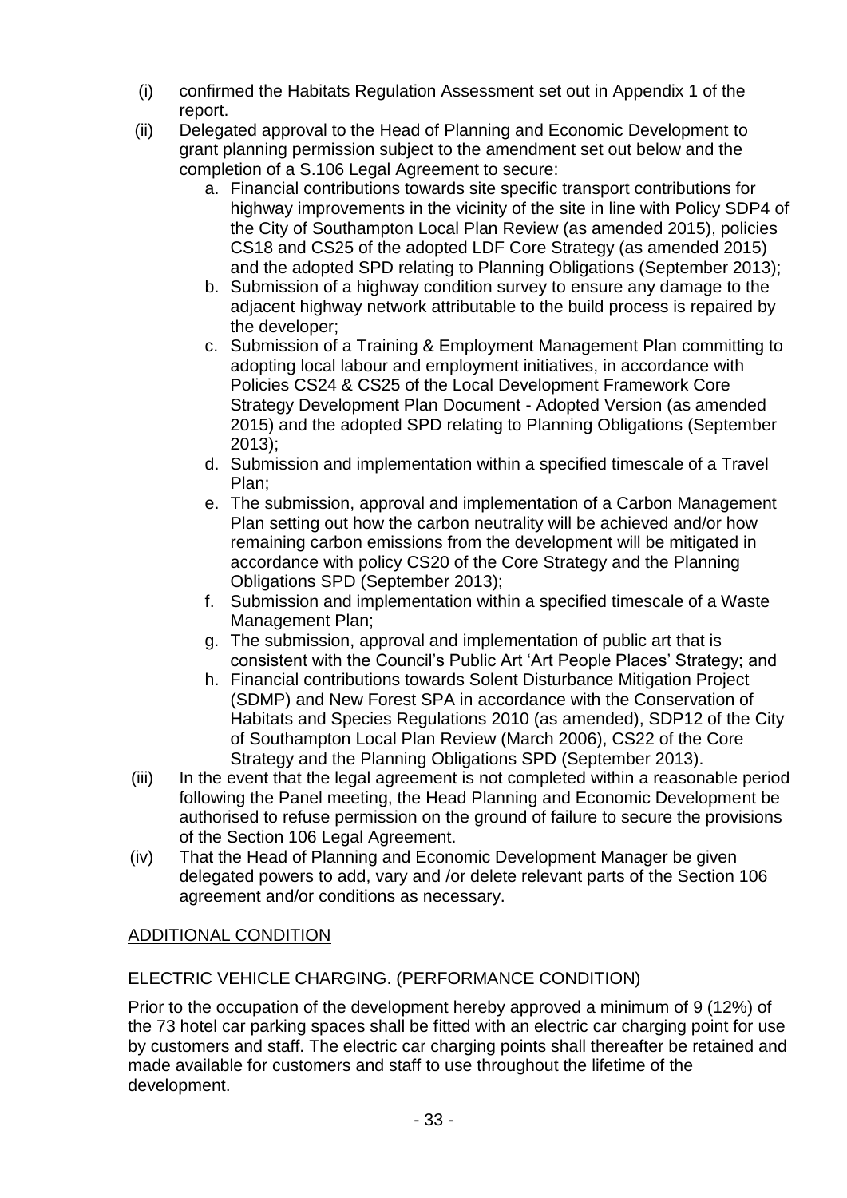(i) confirmed the Habitats Regulation Assessment set out in Appendix 1 of the report.

(ii) Delegated approval to the Head of Planning and Economic Development to grant planning permission subject to the amendment set out below and the completion of a S.106 Legal Agreement to secure:

   a. Financial contributions towards site specific transport contributions for highway improvements in the vicinity of the site in line with Policy SDP4 of the City of Southampton Local Plan Review (as amended 2015), policies CS18 and CS25 of the adopted LDF Core Strategy (as amended 2015) and the adopted SPD relating to Planning Obligations (September 2013);

   b. Submission of a highway condition survey to ensure any damage to the adjacent highway network attributable to the build process is repaired by the developer;

   c. Submission of a Training & Employment Management Plan committing to adopting local labour and employment initiatives, in accordance with Policies CS24 & CS25 of the Local Development Framework Core Strategy Development Plan Document - Adopted Version (as amended 2015) and the adopted SPD relating to Planning Obligations (September 2013);

   d. Submission and implementation within a specified timescale of a Travel Plan;

   e. The submission, approval and implementation of a Carbon Management Plan setting out how the carbon neutrality will be achieved and/or how remaining carbon emissions from the development will be mitigated in accordance with policy CS20 of the Core Strategy and the Planning Obligations SPD (September 2013);

   f. Submission and implementation within a specified timescale of a Waste Management Plan;

   g. The submission, approval and implementation of public art that is consistent with the Council's Public Art 'Art People Places' Strategy; and

   h. Financial contributions towards Solent Disturbance Mitigation Project (SDMP) and New Forest SPA in accordance with the Conservation of Habitats and Species Regulations 2010 (as amended), SDP12 of the City of Southampton Local Plan Review (March 2006), CS22 of the Core Strategy and the Planning Obligations SPD (September 2013).

(iii) In the event that the legal agreement is not completed within a reasonable period following the Panel meeting, the Head Planning and Economic Development be authorised to refuse permission on the ground of failure to secure the provisions of the Section 106 Legal Agreement.

(iv) That the Head of Planning and Economic Development Manager be given delegated powers to add, vary and /or delete relevant parts of the Section 106 agreement and/or conditions as necessary.

<u>ADDITIONAL CONDITION</u>

ELECTRIC VEHICLE CHARGING. (PERFORMANCE CONDITION)

Prior to the occupation of the development hereby approved a minimum of 9 (12%) of the 73 hotel car parking spaces shall be fitted with an electric car charging point for use by customers and staff. The electric car charging points shall thereafter be retained and made available for customers and staff to use throughout the lifetime of the development.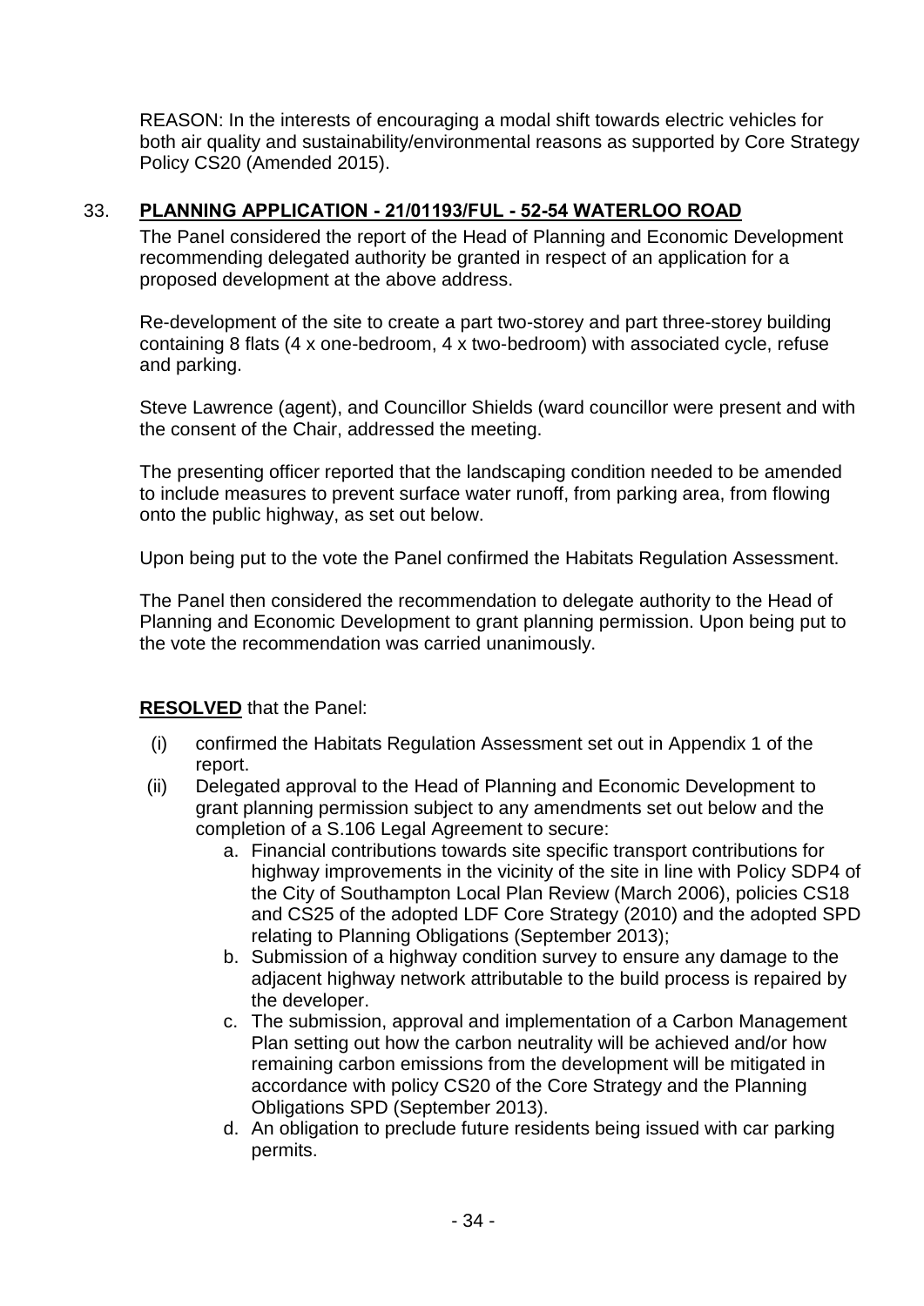REASON: In the interests of encouraging a modal shift towards electric vehicles for both air quality and sustainability/environmental reasons as supported by Core Strategy Policy CS20 (Amended 2015).

## 33. **PLANNING APPLICATION - 21/01193/FUL - 52-54 WATERLOO ROAD**

The Panel considered the report of the Head of Planning and Economic Development recommending delegated authority be granted in respect of an application for a proposed development at the above address.

Re-development of the site to create a part two-storey and part three-storey building containing 8 flats (4 x one-bedroom, 4 x two-bedroom) with associated cycle, refuse and parking.

Steve Lawrence (agent), and Councillor Shields (ward councillor were present and with the consent of the Chair, addressed the meeting.

The presenting officer reported that the landscaping condition needed to be amended to include measures to prevent surface water runoff, from parking area, from flowing onto the public highway, as set out below.

Upon being put to the vote the Panel confirmed the Habitats Regulation Assessment.

The Panel then considered the recommendation to delegate authority to the Head of Planning and Economic Development to grant planning permission. Upon being put to the vote the recommendation was carried unanimously.

**RESOLVED** that the Panel:

(i) confirmed the Habitats Regulation Assessment set out in Appendix 1 of the report.

(ii) Delegated approval to the Head of Planning and Economic Development to grant planning permission subject to any amendments set out below and the completion of a S.106 Legal Agreement to secure:

   a. Financial contributions towards site specific transport contributions for highway improvements in the vicinity of the site in line with Policy SDP4 of the City of Southampton Local Plan Review (March 2006), policies CS18 and CS25 of the adopted LDF Core Strategy (2010) and the adopted SPD relating to Planning Obligations (September 2013);
   b. Submission of a highway condition survey to ensure any damage to the adjacent highway network attributable to the build process is repaired by the developer.
   c. The submission, approval and implementation of a Carbon Management Plan setting out how the carbon neutrality will be achieved and/or how remaining carbon emissions from the development will be mitigated in accordance with policy CS20 of the Core Strategy and the Planning Obligations SPD (September 2013).
   d. An obligation to preclude future residents being issued with car parking permits.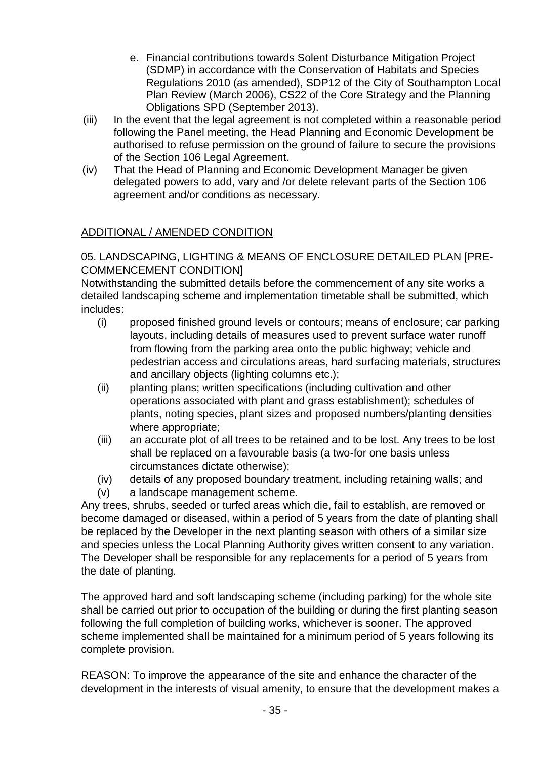e. Financial contributions towards Solent Disturbance Mitigation Project (SDMP) in accordance with the Conservation of Habitats and Species Regulations 2010 (as amended), SDP12 of the City of Southampton Local Plan Review (March 2006), CS22 of the Core Strategy and the Planning Obligations SPD (September 2013).

(iii) In the event that the legal agreement is not completed within a reasonable period following the Panel meeting, the Head Planning and Economic Development be authorised to refuse permission on the ground of failure to secure the provisions of the Section 106 Legal Agreement.

(iv) That the Head of Planning and Economic Development Manager be given delegated powers to add, vary and /or delete relevant parts of the Section 106 agreement and/or conditions as necessary.

## ADDITIONAL / AMENDED CONDITION

05. LANDSCAPING, LIGHTING & MEANS OF ENCLOSURE DETAILED PLAN [PRE-COMMENCEMENT CONDITION]

Notwithstanding the submitted details before the commencement of any site works a detailed landscaping scheme and implementation timetable shall be submitted, which includes:

(i) proposed finished ground levels or contours; means of enclosure; car parking layouts, including details of measures used to prevent surface water runoff from flowing from the parking area onto the public highway; vehicle and pedestrian access and circulations areas, hard surfacing materials, structures and ancillary objects (lighting columns etc.);

(ii) planting plans; written specifications (including cultivation and other operations associated with plant and grass establishment); schedules of plants, noting species, plant sizes and proposed numbers/planting densities where appropriate;

(iii) an accurate plot of all trees to be retained and to be lost. Any trees to be lost shall be replaced on a favourable basis (a two-for one basis unless circumstances dictate otherwise);

(iv) details of any proposed boundary treatment, including retaining walls; and

(v) a landscape management scheme.

Any trees, shrubs, seeded or turfed areas which die, fail to establish, are removed or become damaged or diseased, within a period of 5 years from the date of planting shall be replaced by the Developer in the next planting season with others of a similar size and species unless the Local Planning Authority gives written consent to any variation. The Developer shall be responsible for any replacements for a period of 5 years from the date of planting.

The approved hard and soft landscaping scheme (including parking) for the whole site shall be carried out prior to occupation of the building or during the first planting season following the full completion of building works, whichever is sooner. The approved scheme implemented shall be maintained for a minimum period of 5 years following its complete provision.

REASON: To improve the appearance of the site and enhance the character of the development in the interests of visual amenity, to ensure that the development makes a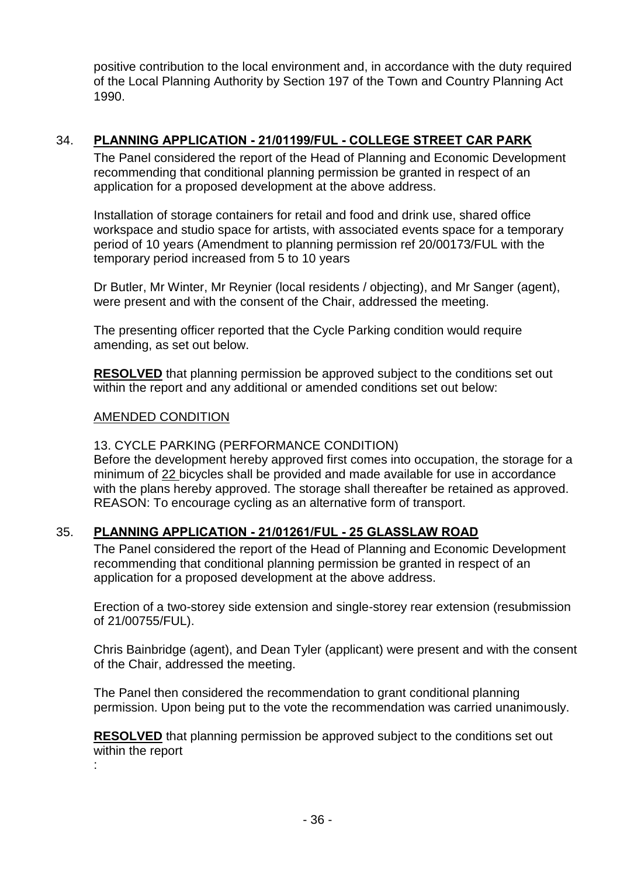positive contribution to the local environment and, in accordance with the duty required of the Local Planning Authority by Section 197 of the Town and Country Planning Act 1990.

### 34. **PLANNING APPLICATION - 21/01199/FUL - COLLEGE STREET CAR PARK**

The Panel considered the report of the Head of Planning and Economic Development recommending that conditional planning permission be granted in respect of an application for a proposed development at the above address.

Installation of storage containers for retail and food and drink use, shared office workspace and studio space for artists, with associated events space for a temporary period of 10 years (Amendment to planning permission ref 20/00173/FUL with the temporary period increased from 5 to 10 years

Dr Butler, Mr Winter, Mr Reynier (local residents / objecting), and Mr Sanger (agent), were present and with the consent of the Chair, addressed the meeting.

The presenting officer reported that the Cycle Parking condition would require amending, as set out below.

**RESOLVED** that planning permission be approved subject to the conditions set out within the report and any additional or amended conditions set out below:

AMENDED CONDITION

13. CYCLE PARKING (PERFORMANCE CONDITION)
Before the development hereby approved first comes into occupation, the storage for a minimum of 22 bicycles shall be provided and made available for use in accordance with the plans hereby approved. The storage shall thereafter be retained as approved.
REASON: To encourage cycling as an alternative form of transport.

### 35. **PLANNING APPLICATION - 21/01261/FUL - 25 GLASSLAW ROAD**

The Panel considered the report of the Head of Planning and Economic Development recommending that conditional planning permission be granted in respect of an application for a proposed development at the above address.

Erection of a two-storey side extension and single-storey rear extension (resubmission of 21/00755/FUL).

Chris Bainbridge (agent), and Dean Tyler (applicant) were present and with the consent of the Chair, addressed the meeting.

The Panel then considered the recommendation to grant conditional planning permission. Upon being put to the vote the recommendation was carried unanimously.

**RESOLVED** that planning permission be approved subject to the conditions set out within the report
: